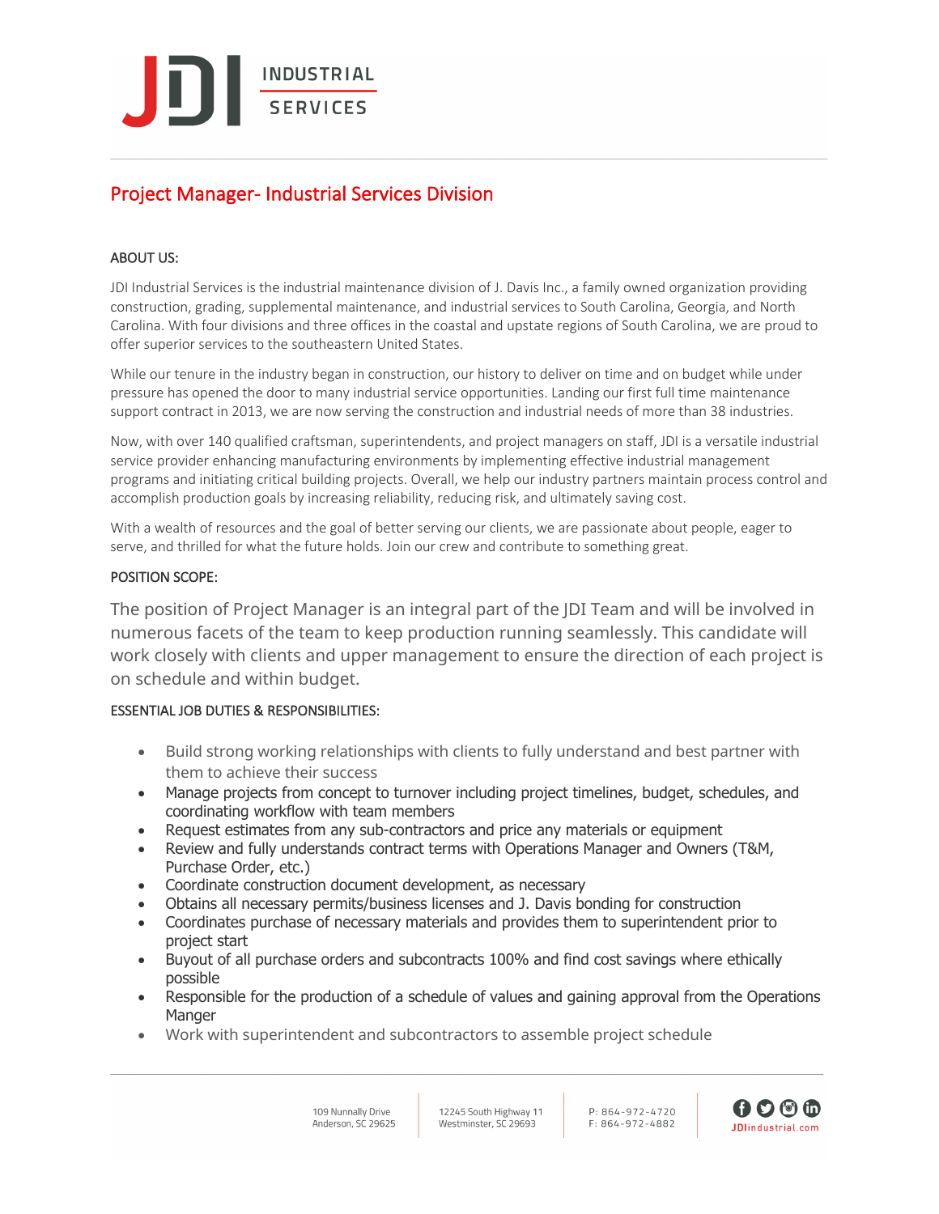# Project Manager- Industrial Services Division

## ABOUT US:

JDI Industrial Services is the industrial maintenance division of J. Davis Inc., a family owned organization providing construction, grading, supplemental maintenance, and industrial services to South Carolina, Georgia, and North Carolina. With four divisions and three offices in the coastal and upstate regions of South Carolina, we are proud to offer superior services to the southeastern United States.

While our tenure in the industry began in construction, our history to deliver on time and on budget while under pressure has opened the door to many industrial service opportunities. Landing our first full time maintenance support contract in 2013, we are now serving the construction and industrial needs of more than 38 industries.

Now, with over 140 qualified craftsman, superintendents, and project managers on staff, JDI is a versatile industrial service provider enhancing manufacturing environments by implementing effective industrial management programs and initiating critical building projects. Overall, we help our industry partners maintain process control and accomplish production goals by increasing reliability, reducing risk, and ultimately saving cost.

With a wealth of resources and the goal of better serving our clients, we are passionate about people, eager to serve, and thrilled for what the future holds. Join our crew and contribute to something great.

## POSITION SCOPE:

The position of Project Manager is an integral part of the JDI Team and will be involved in numerous facets of the team to keep production running seamlessly. This candidate will work closely with clients and upper management to ensure the direction of each project is on schedule and within budget.

## ESSENTIAL JOB DUTIES & RESPONSIBILITIES:

- Build strong working relationships with clients to fully understand and best partner with them to achieve their success
- Manage projects from concept to turnover including project timelines, budget, schedules, and coordinating workflow with team members
- Request estimates from any sub-contractors and price any materials or equipment
- Review and fully understands contract terms with Operations Manager and Owners (T&M, Purchase Order, etc.)
- Coordinate construction document development, as necessary
- Obtains all necessary permits/business licenses and J. Davis bonding for construction
- Coordinates purchase of necessary materials and provides them to superintendent prior to project start
- Buyout of all purchase orders and subcontracts 100% and find cost savings where ethically possible
- Responsible for the production of a schedule of values and gaining approval from the Operations Manger
- Work with superintendent and subcontractors to assemble project schedule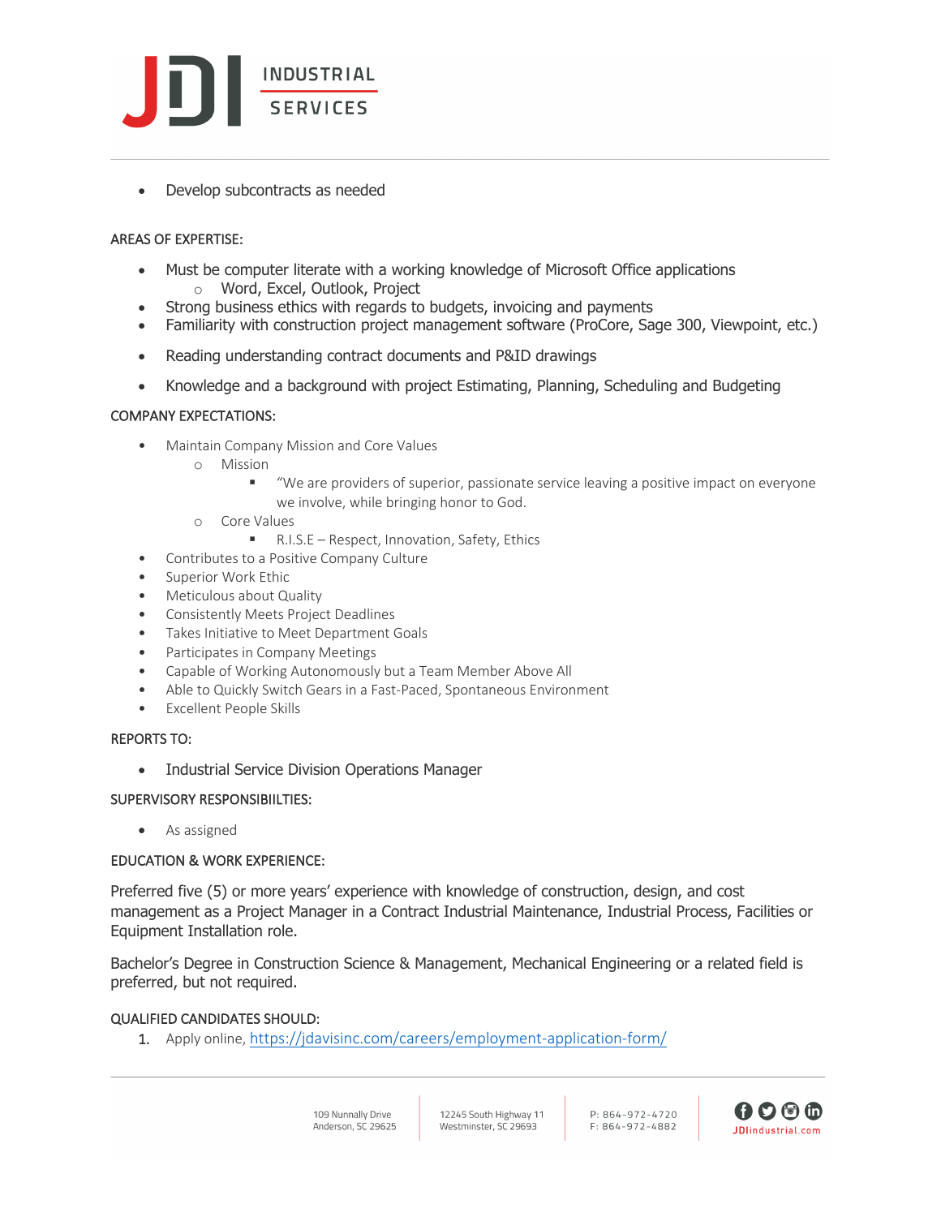- Develop subcontracts as needed

AREAS OF EXPERTISE:

- Must be computer literate with a working knowledge of Microsoft Office applications
  - Word, Excel, Outlook, Project
- Strong business ethics with regards to budgets, invoicing and payments
- Familiarity with construction project management software (ProCore, Sage 300, Viewpoint, etc.)
- Reading understanding contract documents and P&ID drawings
- Knowledge and a background with project Estimating, Planning, Scheduling and Budgeting

COMPANY EXPECTATIONS:

- Maintain Company Mission and Core Values
  - Mission
    - "We are providers of superior, passionate service leaving a positive impact on everyone we involve, while bringing honor to God.
  - Core Values
    - R.I.S.E – Respect, Innovation, Safety, Ethics
- Contributes to a Positive Company Culture
- Superior Work Ethic
- Meticulous about Quality
- Consistently Meets Project Deadlines
- Takes Initiative to Meet Department Goals
- Participates in Company Meetings
- Capable of Working Autonomously but a Team Member Above All
- Able to Quickly Switch Gears in a Fast-Paced, Spontaneous Environment
- Excellent People Skills

REPORTS TO:

- Industrial Service Division Operations Manager

SUPERVISORY RESPONSIBIILTIES:

- As assigned

EDUCATION & WORK EXPERIENCE:

Preferred five (5) or more years' experience with knowledge of construction, design, and cost management as a Project Manager in a Contract Industrial Maintenance, Industrial Process, Facilities or Equipment Installation role.

Bachelor's Degree in Construction Science & Management, Mechanical Engineering or a related field is preferred, but not required.

QUALIFIED CANDIDATES SHOULD:

1. Apply online, https://jdavisinc.com/careers/employment-application-form/